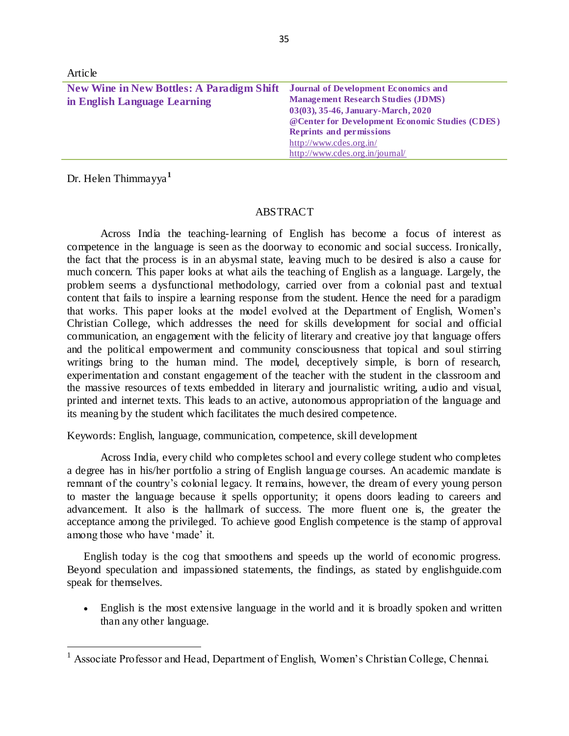Article

# New Wine in New Bottles: A Paradigm Shift in English Language Learning

**Journal of Development Economics and Management Research Studies (JDMS)**
**03(03), 35-46, January-March, 2020**
**@Center for Development Economic Studies (CDES)**
**Reprints and permissions**
http://www.cdes.org.in/
http://www.cdes.org.in/journal/

Dr. Helen Thimmayya[1]

## ABSTRACT

Across India the teaching-learning of English has become a focus of interest as competence in the language is seen as the doorway to economic and social success. Ironically, the fact that the process is in an abysmal state, leaving much to be desired is also a cause for much concern. This paper looks at what ails the teaching of English as a language. Largely, the problem seems a dysfunctional methodology, carried over from a colonial past and textual content that fails to inspire a learning response from the student. Hence the need for a paradigm that works. This paper looks at the model evolved at the Department of English, Women's Christian College, which addresses the need for skills development for social and official communication, an engagement with the felicity of literary and creative joy that language offers and the political empowerment and community consciousness that topical and soul stirring writings bring to the human mind. The model, deceptively simple, is born of research, experimentation and constant engagement of the teacher with the student in the classroom and the massive resources of texts embedded in literary and journalistic writing, audio and visual, printed and internet texts. This leads to an active, autonomous appropriation of the language and its meaning by the student which facilitates the much desired competence.

Keywords: English, language, communication, competence, skill development

Across India, every child who completes school and every college student who completes a degree has in his/her portfolio a string of English language courses. An academic mandate is remnant of the country's colonial legacy. It remains, however, the dream of every young person to master the language because it spells opportunity; it opens doors leading to careers and advancement. It also is the hallmark of success. The more fluent one is, the greater the acceptance among the privileged. To achieve good English competence is the stamp of approval among those who have 'made' it.

English today is the cog that smoothens and speeds up the world of economic progress. Beyond speculation and impassioned statements, the findings, as stated by englishguide.com speak for themselves.

- English is the most extensive language in the world and it is broadly spoken and written than any other language.

---

[1] Associate Professor and Head, Department of English, Women's Christian College, Chennai.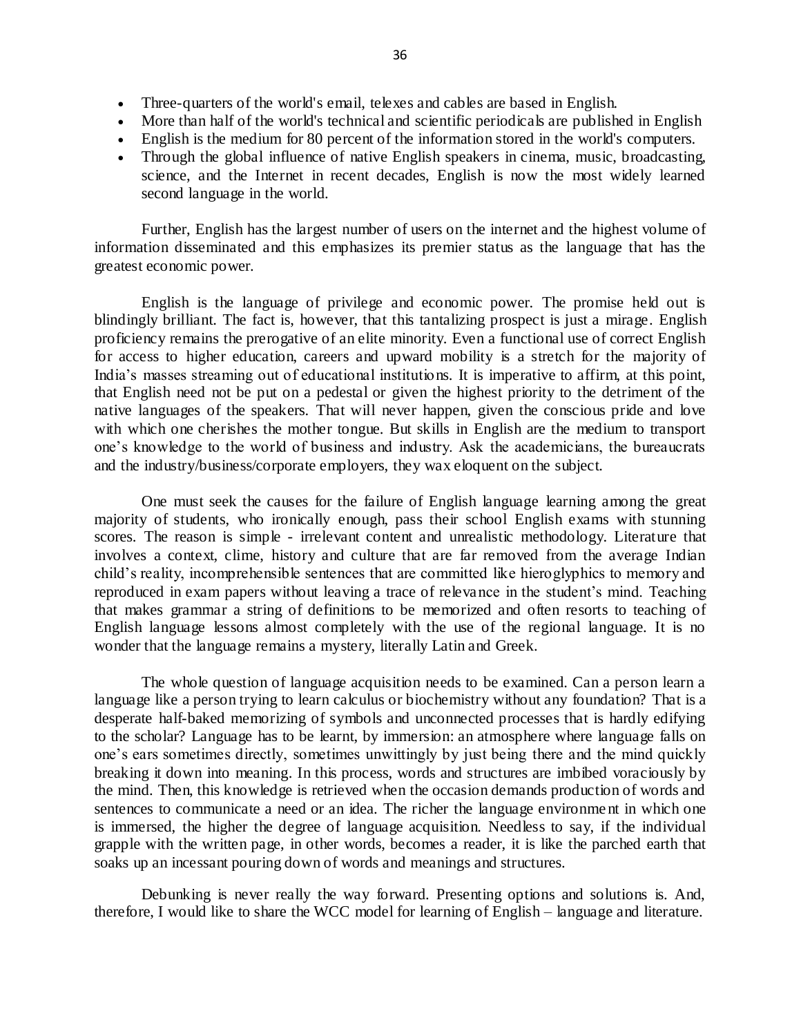- Three-quarters of the world's email, telexes and cables are based in English.
- More than half of the world's technical and scientific periodicals are published in English
- English is the medium for 80 percent of the information stored in the world's computers.
- Through the global influence of native English speakers in cinema, music, broadcasting, science, and the Internet in recent decades, English is now the most widely learned second language in the world.

Further, English has the largest number of users on the internet and the highest volume of information disseminated and this emphasizes its premier status as the language that has the greatest economic power.

English is the language of privilege and economic power. The promise held out is blindingly brilliant. The fact is, however, that this tantalizing prospect is just a mirage. English proficiency remains the prerogative of an elite minority. Even a functional use of correct English for access to higher education, careers and upward mobility is a stretch for the majority of India's masses streaming out of educational institutions. It is imperative to affirm, at this point, that English need not be put on a pedestal or given the highest priority to the detriment of the native languages of the speakers. That will never happen, given the conscious pride and love with which one cherishes the mother tongue. But skills in English are the medium to transport one's knowledge to the world of business and industry. Ask the academicians, the bureaucrats and the industry/business/corporate employers, they wax eloquent on the subject.

One must seek the causes for the failure of English language learning among the great majority of students, who ironically enough, pass their school English exams with stunning scores. The reason is simple - irrelevant content and unrealistic methodology. Literature that involves a context, clime, history and culture that are far removed from the average Indian child's reality, incomprehensible sentences that are committed like hieroglyphics to memory and reproduced in exam papers without leaving a trace of relevance in the student's mind. Teaching that makes grammar a string of definitions to be memorized and often resorts to teaching of English language lessons almost completely with the use of the regional language. It is no wonder that the language remains a mystery, literally Latin and Greek.

The whole question of language acquisition needs to be examined. Can a person learn a language like a person trying to learn calculus or biochemistry without any foundation? That is a desperate half-baked memorizing of symbols and unconnected processes that is hardly edifying to the scholar? Language has to be learnt, by immersion: an atmosphere where language falls on one's ears sometimes directly, sometimes unwittingly by just being there and the mind quickly breaking it down into meaning. In this process, words and structures are imbibed voraciously by the mind. Then, this knowledge is retrieved when the occasion demands production of words and sentences to communicate a need or an idea. The richer the language environment in which one is immersed, the higher the degree of language acquisition. Needless to say, if the individual grapple with the written page, in other words, becomes a reader, it is like the parched earth that soaks up an incessant pouring down of words and meanings and structures.

Debunking is never really the way forward. Presenting options and solutions is. And, therefore, I would like to share the WCC model for learning of English – language and literature.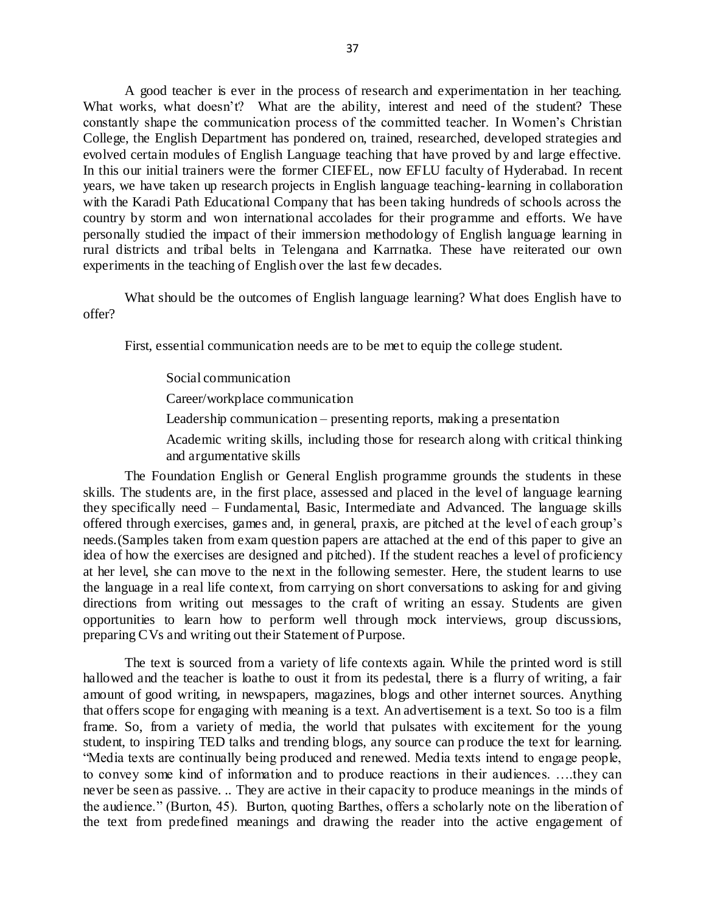A good teacher is ever in the process of research and experimentation in her teaching. What works, what doesn't? What are the ability, interest and need of the student? These constantly shape the communication process of the committed teacher. In Women's Christian College, the English Department has pondered on, trained, researched, developed strategies and evolved certain modules of English Language teaching that have proved by and large effective. In this our initial trainers were the former CIEFEL, now EFLU faculty of Hyderabad. In recent years, we have taken up research projects in English language teaching-learning in collaboration with the Karadi Path Educational Company that has been taking hundreds of schools across the country by storm and won international accolades for their programme and efforts. We have personally studied the impact of their immersion methodology of English language learning in rural districts and tribal belts in Telengana and Karrnatka. These have reiterated our own experiments in the teaching of English over the last few decades.

What should be the outcomes of English language learning? What does English have to offer?

First, essential communication needs are to be met to equip the college student.

- Social communication
- Career/workplace communication
- Leadership communication – presenting reports, making a presentation
- Academic writing skills, including those for research along with critical thinking and argumentative skills

The Foundation English or General English programme grounds the students in these skills. The students are, in the first place, assessed and placed in the level of language learning they specifically need – Fundamental, Basic, Intermediate and Advanced. The language skills offered through exercises, games and, in general, praxis, are pitched at the level of each group's needs.(Samples taken from exam question papers are attached at the end of this paper to give an idea of how the exercises are designed and pitched). If the student reaches a level of proficiency at her level, she can move to the next in the following semester. Here, the student learns to use the language in a real life context, from carrying on short conversations to asking for and giving directions from writing out messages to the craft of writing an essay. Students are given opportunities to learn how to perform well through mock interviews, group discussions, preparing CVs and writing out their Statement of Purpose.

The text is sourced from a variety of life contexts again. While the printed word is still hallowed and the teacher is loathe to oust it from its pedestal, there is a flurry of writing, a fair amount of good writing, in newspapers, magazines, blogs and other internet sources. Anything that offers scope for engaging with meaning is a text. An advertisement is a text. So too is a film frame. So, from a variety of media, the world that pulsates with excitement for the young student, to inspiring TED talks and trending blogs, any source can produce the text for learning. "Media texts are continually being produced and renewed. Media texts intend to engage people, to convey some kind of information and to produce reactions in their audiences. ….they can never be seen as passive. .. They are active in their capacity to produce meanings in the minds of the audience." (Burton, 45). Burton, quoting Barthes, offers a scholarly note on the liberation of the text from predefined meanings and drawing the reader into the active engagement of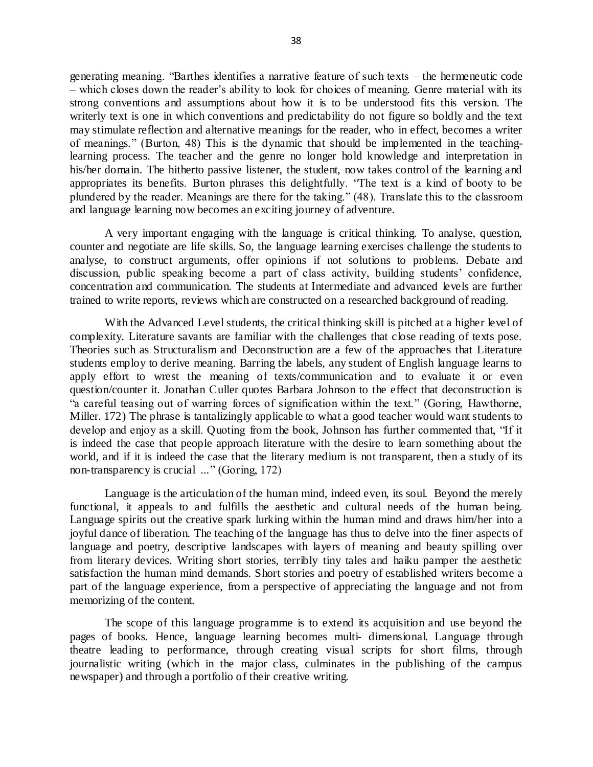generating meaning. "Barthes identifies a narrative feature of such texts – the hermeneutic code – which closes down the reader's ability to look for choices of meaning. Genre material with its strong conventions and assumptions about how it is to be understood fits this version. The writerly text is one in which conventions and predictability do not figure so boldly and the text may stimulate reflection and alternative meanings for the reader, who in effect, becomes a writer of meanings." (Burton, 48) This is the dynamic that should be implemented in the teaching-learning process. The teacher and the genre no longer hold knowledge and interpretation in his/her domain. The hitherto passive listener, the student, now takes control of the learning and appropriates its benefits. Burton phrases this delightfully. "The text is a kind of booty to be plundered by the reader. Meanings are there for the taking." (48). Translate this to the classroom and language learning now becomes an exciting journey of adventure.

A very important engaging with the language is critical thinking. To analyse, question, counter and negotiate are life skills. So, the language learning exercises challenge the students to analyse, to construct arguments, offer opinions if not solutions to problems. Debate and discussion, public speaking become a part of class activity, building students' confidence, concentration and communication. The students at Intermediate and advanced levels are further trained to write reports, reviews which are constructed on a researched background of reading.

With the Advanced Level students, the critical thinking skill is pitched at a higher level of complexity. Literature savants are familiar with the challenges that close reading of texts pose. Theories such as Structuralism and Deconstruction are a few of the approaches that Literature students employ to derive meaning. Barring the labels, any student of English language learns to apply effort to wrest the meaning of texts/communication and to evaluate it or even question/counter it. Jonathan Culler quotes Barbara Johnson to the effect that deconstruction is "a careful teasing out of warring forces of signification within the text." (Goring, Hawthorne, Miller. 172) The phrase is tantalizingly applicable to what a good teacher would want students to develop and enjoy as a skill. Quoting from the book, Johnson has further commented that, "If it is indeed the case that people approach literature with the desire to learn something about the world, and if it is indeed the case that the literary medium is not transparent, then a study of its non-transparency is crucial ..." (Goring, 172)

Language is the articulation of the human mind, indeed even, its soul. Beyond the merely functional, it appeals to and fulfills the aesthetic and cultural needs of the human being. Language spirits out the creative spark lurking within the human mind and draws him/her into a joyful dance of liberation. The teaching of the language has thus to delve into the finer aspects of language and poetry, descriptive landscapes with layers of meaning and beauty spilling over from literary devices. Writing short stories, terribly tiny tales and haiku pamper the aesthetic satisfaction the human mind demands. Short stories and poetry of established writers become a part of the language experience, from a perspective of appreciating the language and not from memorizing of the content.

The scope of this language programme is to extend its acquisition and use beyond the pages of books. Hence, language learning becomes multi- dimensional. Language through theatre leading to performance, through creating visual scripts for short films, through journalistic writing (which in the major class, culminates in the publishing of the campus newspaper) and through a portfolio of their creative writing.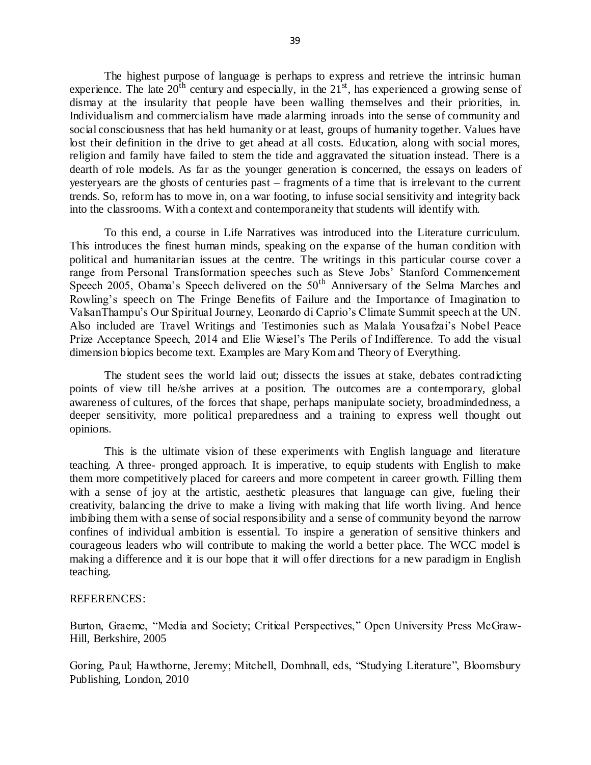The highest purpose of language is perhaps to express and retrieve the intrinsic human experience. The late 20th century and especially, in the 21st, has experienced a growing sense of dismay at the insularity that people have been walling themselves and their priorities, in. Individualism and commercialism have made alarming inroads into the sense of community and social consciousness that has held humanity or at least, groups of humanity together. Values have lost their definition in the drive to get ahead at all costs. Education, along with social mores, religion and family have failed to stem the tide and aggravated the situation instead. There is a dearth of role models. As far as the younger generation is concerned, the essays on leaders of yesteryears are the ghosts of centuries past – fragments of a time that is irrelevant to the current trends. So, reform has to move in, on a war footing, to infuse social sensitivity and integrity back into the classrooms. With a context and contemporaneity that students will identify with.

To this end, a course in Life Narratives was introduced into the Literature curriculum. This introduces the finest human minds, speaking on the expanse of the human condition with political and humanitarian issues at the centre. The writings in this particular course cover a range from Personal Transformation speeches such as Steve Jobs' Stanford Commencement Speech 2005, Obama's Speech delivered on the 50th Anniversary of the Selma Marches and Rowling's speech on The Fringe Benefits of Failure and the Importance of Imagination to ValsanThampu's Our Spiritual Journey, Leonardo di Caprio's Climate Summit speech at the UN. Also included are Travel Writings and Testimonies such as Malala Yousafzai's Nobel Peace Prize Acceptance Speech, 2014 and Elie Wiesel's The Perils of Indifference. To add the visual dimension biopics become text. Examples are Mary Kom and Theory of Everything.

The student sees the world laid out; dissects the issues at stake, debates contradicting points of view till he/she arrives at a position. The outcomes are a contemporary, global awareness of cultures, of the forces that shape, perhaps manipulate society, broadmindedness, a deeper sensitivity, more political preparedness and a training to express well thought out opinions.

This is the ultimate vision of these experiments with English language and literature teaching. A three- pronged approach. It is imperative, to equip students with English to make them more competitively placed for careers and more competent in career growth. Filling them with a sense of joy at the artistic, aesthetic pleasures that language can give, fueling their creativity, balancing the drive to make a living with making that life worth living. And hence imbibing them with a sense of social responsibility and a sense of community beyond the narrow confines of individual ambition is essential. To inspire a generation of sensitive thinkers and courageous leaders who will contribute to making the world a better place. The WCC model is making a difference and it is our hope that it will offer directions for a new paradigm in English teaching.

REFERENCES:

Burton, Graeme, "Media and Society; Critical Perspectives," Open University Press McGraw-Hill, Berkshire, 2005

Goring, Paul; Hawthorne, Jeremy; Mitchell, Domhnall, eds, "Studying Literature", Bloomsbury Publishing, London, 2010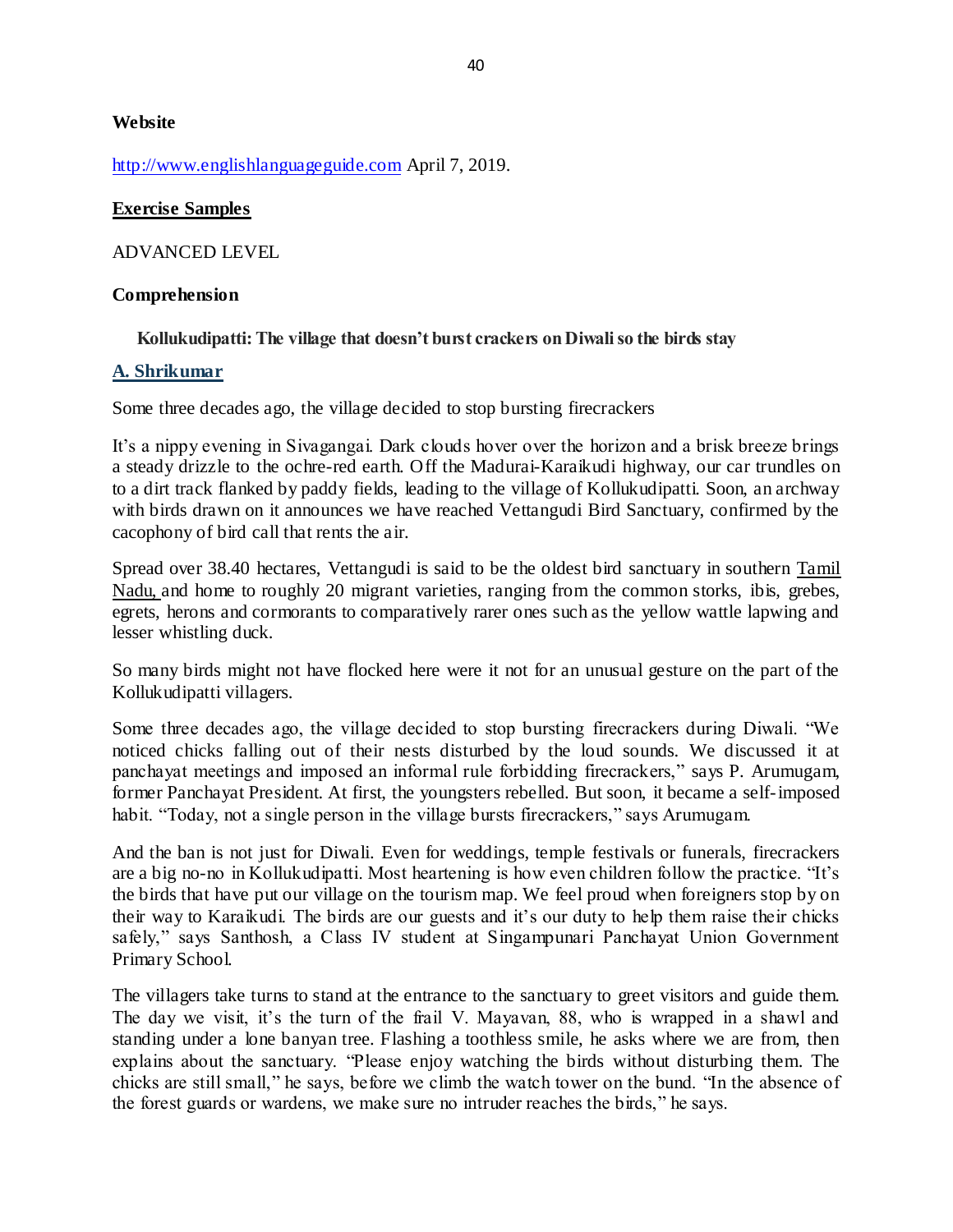**Website**

http://www.englishlanguageguide.com April 7, 2019.

**Exercise Samples**

ADVANCED LEVEL

**Comprehension**

**Kollukudipatti: The village that doesn't burst crackers on Diwali so the birds stay**

**A. Shrikumar**

Some three decades ago, the village decided to stop bursting firecrackers

It's a nippy evening in Sivagangai. Dark clouds hover over the horizon and a brisk breeze brings a steady drizzle to the ochre-red earth. Off the Madurai-Karaikudi highway, our car trundles on to a dirt track flanked by paddy fields, leading to the village of Kollukudipatti. Soon, an archway with birds drawn on it announces we have reached Vettangudi Bird Sanctuary, confirmed by the cacophony of bird call that rents the air.

Spread over 38.40 hectares, Vettangudi is said to be the oldest bird sanctuary in southern Tamil Nadu, and home to roughly 20 migrant varieties, ranging from the common storks, ibis, grebes, egrets, herons and cormorants to comparatively rarer ones such as the yellow wattle lapwing and lesser whistling duck.

So many birds might not have flocked here were it not for an unusual gesture on the part of the Kollukudipatti villagers.

Some three decades ago, the village decided to stop bursting firecrackers during Diwali. "We noticed chicks falling out of their nests disturbed by the loud sounds. We discussed it at panchayat meetings and imposed an informal rule forbidding firecrackers," says P. Arumugam, former Panchayat President. At first, the youngsters rebelled. But soon, it became a self-imposed habit. "Today, not a single person in the village bursts firecrackers," says Arumugam.

And the ban is not just for Diwali. Even for weddings, temple festivals or funerals, firecrackers are a big no-no in Kollukudipatti. Most heartening is how even children follow the practice. "It's the birds that have put our village on the tourism map. We feel proud when foreigners stop by on their way to Karaikudi. The birds are our guests and it's our duty to help them raise their chicks safely," says Santhosh, a Class IV student at Singampunari Panchayat Union Government Primary School.

The villagers take turns to stand at the entrance to the sanctuary to greet visitors and guide them. The day we visit, it's the turn of the frail V. Mayavan, 88, who is wrapped in a shawl and standing under a lone banyan tree. Flashing a toothless smile, he asks where we are from, then explains about the sanctuary. "Please enjoy watching the birds without disturbing them. The chicks are still small," he says, before we climb the watch tower on the bund. "In the absence of the forest guards or wardens, we make sure no intruder reaches the birds," he says.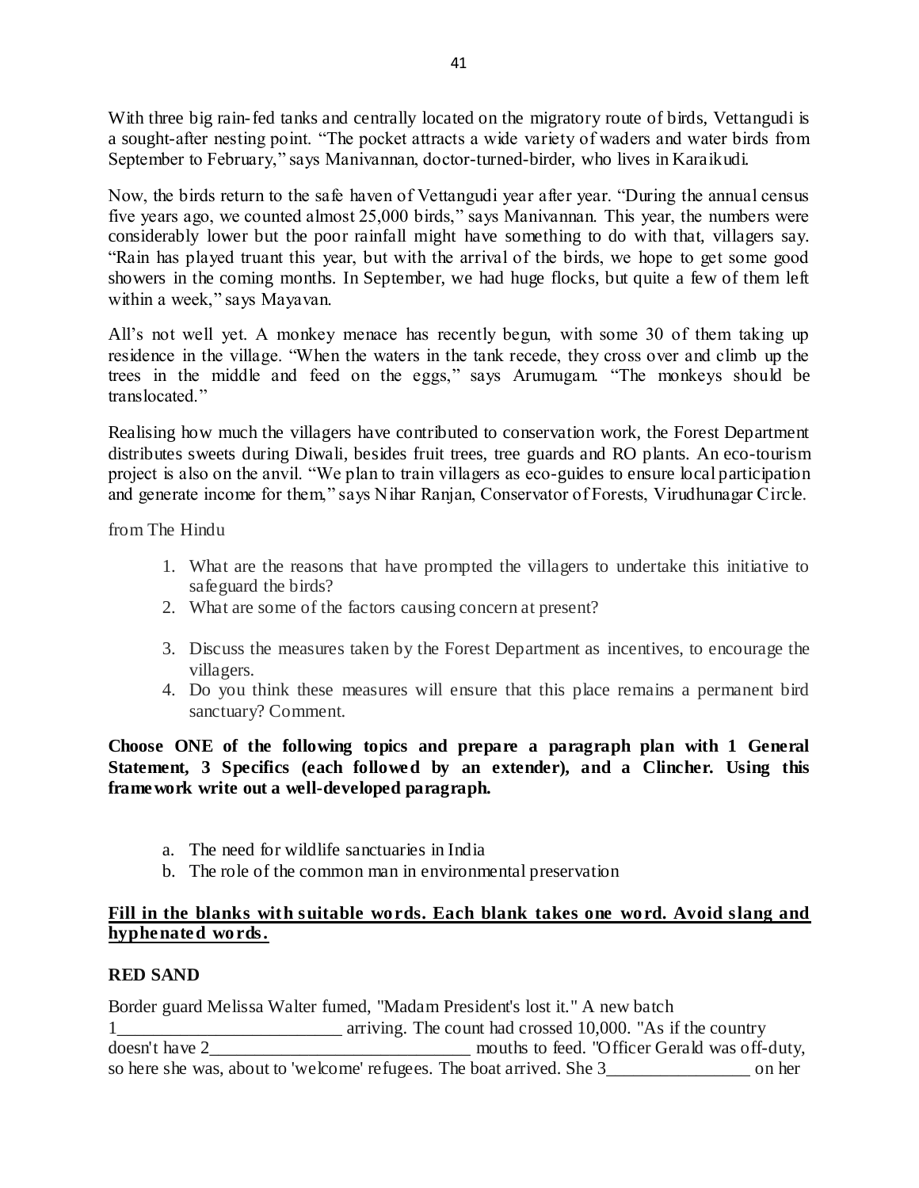With three big rain-fed tanks and centrally located on the migratory route of birds, Vettangudi is a sought-after nesting point. “The pocket attracts a wide variety of waders and water birds from September to February,” says Manivannan, doctor-turned-birder, who lives in Karaikudi.

Now, the birds return to the safe haven of Vettangudi year after year. “During the annual census five years ago, we counted almost 25,000 birds,” says Manivannan. This year, the numbers were considerably lower but the poor rainfall might have something to do with that, villagers say. “Rain has played truant this year, but with the arrival of the birds, we hope to get some good showers in the coming months. In September, we had huge flocks, but quite a few of them left within a week,” says Mayavan.

All’s not well yet. A monkey menace has recently begun, with some 30 of them taking up residence in the village. “When the waters in the tank recede, they cross over and climb up the trees in the middle and feed on the eggs,” says Arumugam. “The monkeys should be translocated.”

Realising how much the villagers have contributed to conservation work, the Forest Department distributes sweets during Diwali, besides fruit trees, tree guards and RO plants. An eco-tourism project is also on the anvil. “We plan to train villagers as eco-guides to ensure local participation and generate income for them,” says Nihar Ranjan, Conservator of Forests, Virudhunagar Circle.

from The Hindu

1. What are the reasons that have prompted the villagers to undertake this initiative to safeguard the birds?
2. What are some of the factors causing concern at present?
3. Discuss the measures taken by the Forest Department as incentives, to encourage the villagers.
4. Do you think these measures will ensure that this place remains a permanent bird sanctuary? Comment.

**Choose ONE of the following topics and prepare a paragraph plan with 1 General Statement, 3 Specifics (each followed by an extender), and a Clincher. Using this framework write out a well-developed paragraph.**

a. The need for wildlife sanctuaries in India
b. The role of the common man in environmental preservation

**<u>Fill in the blanks with suitable words. Each blank takes one word. Avoid slang and hyphenated words.</u>**

**RED SAND**

Border guard Melissa Walter fumed, "Madam President's lost it." A new batch 1_________________________ arriving. The count had crossed 10,000. "As if the country doesn't have 2_____________________________ mouths to feed. "Officer Gerald was off-duty, so here she was, about to 'welcome' refugees. The boat arrived. She 3________________ on her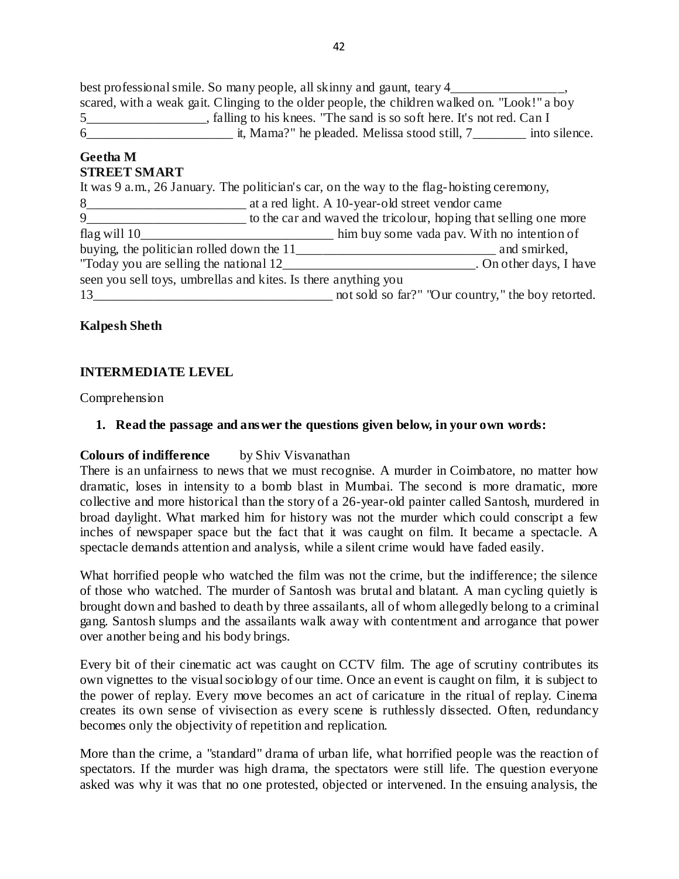best professional smile. So many people, all skinny and gaunt, teary 4_________________, scared, with a weak gait. Clinging to the older people, the children walked on. "Look!" a boy 5__________________, falling to his knees. "The sand is so soft here. It's not red. Can I 6______________________ it, Mama?" he pleaded. Melissa stood still, 7________ into silence.

**Geetha M**
**STREET SMART**

It was 9 a.m., 26 January. The politician's car, on the way to the flag-hoisting ceremony, 8_________________________ at a red light. A 10-year-old street vendor came 9_________________________ to the car and waved the tricolour, hoping that selling one more flag will 10_____________________________ him buy some vada pav. With no intention of buying, the politician rolled down the 11______________________________ and smirked, "Today you are selling the national 12_____________________________. On other days, I have seen you sell toys, umbrellas and kites. Is there anything you 13_____________________________________ not sold so far?" "Our country," the boy retorted.

**Kalpesh Sheth**

**INTERMEDIATE LEVEL**

Comprehension

1. **Read the passage and answer the questions given below, in your own words:**

**Colours of indifference** by Shiv Visvanathan

There is an unfairness to news that we must recognise. A murder in Coimbatore, no matter how dramatic, loses in intensity to a bomb blast in Mumbai. The second is more dramatic, more collective and more historical than the story of a 26-year-old painter called Santosh, murdered in broad daylight. What marked him for history was not the murder which could conscript a few inches of newspaper space but the fact that it was caught on film. It became a spectacle. A spectacle demands attention and analysis, while a silent crime would have faded easily.

What horrified people who watched the film was not the crime, but the indifference; the silence of those who watched. The murder of Santosh was brutal and blatant. A man cycling quietly is brought down and bashed to death by three assailants, all of whom allegedly belong to a criminal gang. Santosh slumps and the assailants walk away with contentment and arrogance that power over another being and his body brings.

Every bit of their cinematic act was caught on CCTV film. The age of scrutiny contributes its own vignettes to the visual sociology of our time. Once an event is caught on film, it is subject to the power of replay. Every move becomes an act of caricature in the ritual of replay. Cinema creates its own sense of vivisection as every scene is ruthlessly dissected. Often, redundancy becomes only the objectivity of repetition and replication.

More than the crime, a "standard" drama of urban life, what horrified people was the reaction of spectators. If the murder was high drama, the spectators were still life. The question everyone asked was why it was that no one protested, objected or intervened. In the ensuing analysis, the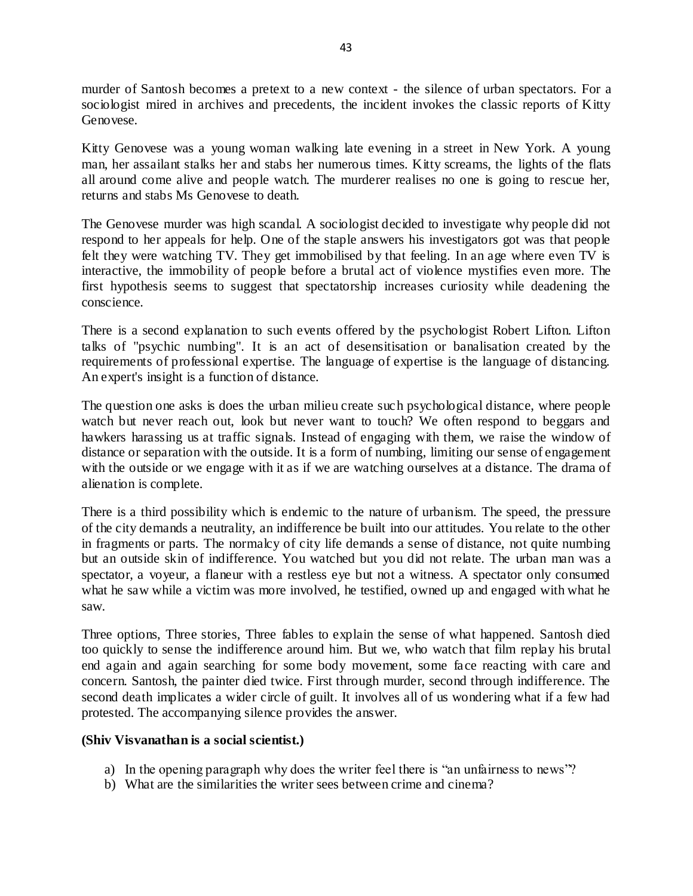murder of Santosh becomes a pretext to a new context - the silence of urban spectators. For a sociologist mired in archives and precedents, the incident invokes the classic reports of Kitty Genovese.

Kitty Genovese was a young woman walking late evening in a street in New York. A young man, her assailant stalks her and stabs her numerous times. Kitty screams, the lights of the flats all around come alive and people watch. The murderer realises no one is going to rescue her, returns and stabs Ms Genovese to death.

The Genovese murder was high scandal. A sociologist decided to investigate why people did not respond to her appeals for help. One of the staple answers his investigators got was that people felt they were watching TV. They get immobilised by that feeling. In an age where even TV is interactive, the immobility of people before a brutal act of violence mystifies even more. The first hypothesis seems to suggest that spectatorship increases curiosity while deadening the conscience.

There is a second explanation to such events offered by the psychologist Robert Lifton. Lifton talks of "psychic numbing". It is an act of desensitisation or banalisation created by the requirements of professional expertise. The language of expertise is the language of distancing. An expert's insight is a function of distance.

The question one asks is does the urban milieu create such psychological distance, where people watch but never reach out, look but never want to touch? We often respond to beggars and hawkers harassing us at traffic signals. Instead of engaging with them, we raise the window of distance or separation with the outside. It is a form of numbing, limiting our sense of engagement with the outside or we engage with it as if we are watching ourselves at a distance. The drama of alienation is complete.

There is a third possibility which is endemic to the nature of urbanism. The speed, the pressure of the city demands a neutrality, an indifference be built into our attitudes. You relate to the other in fragments or parts. The normalcy of city life demands a sense of distance, not quite numbing but an outside skin of indifference. You watched but you did not relate. The urban man was a spectator, a voyeur, a flaneur with a restless eye but not a witness. A spectator only consumed what he saw while a victim was more involved, he testified, owned up and engaged with what he saw.

Three options, Three stories, Three fables to explain the sense of what happened. Santosh died too quickly to sense the indifference around him. But we, who watch that film replay his brutal end again and again searching for some body movement, some face reacting with care and concern. Santosh, the painter died twice. First through murder, second through indifference. The second death implicates a wider circle of guilt. It involves all of us wondering what if a few had protested. The accompanying silence provides the answer.

**(Shiv Visvanathan is a social scientist.)**

a) In the opening paragraph why does the writer feel there is "an unfairness to news"?
b) What are the similarities the writer sees between crime and cinema?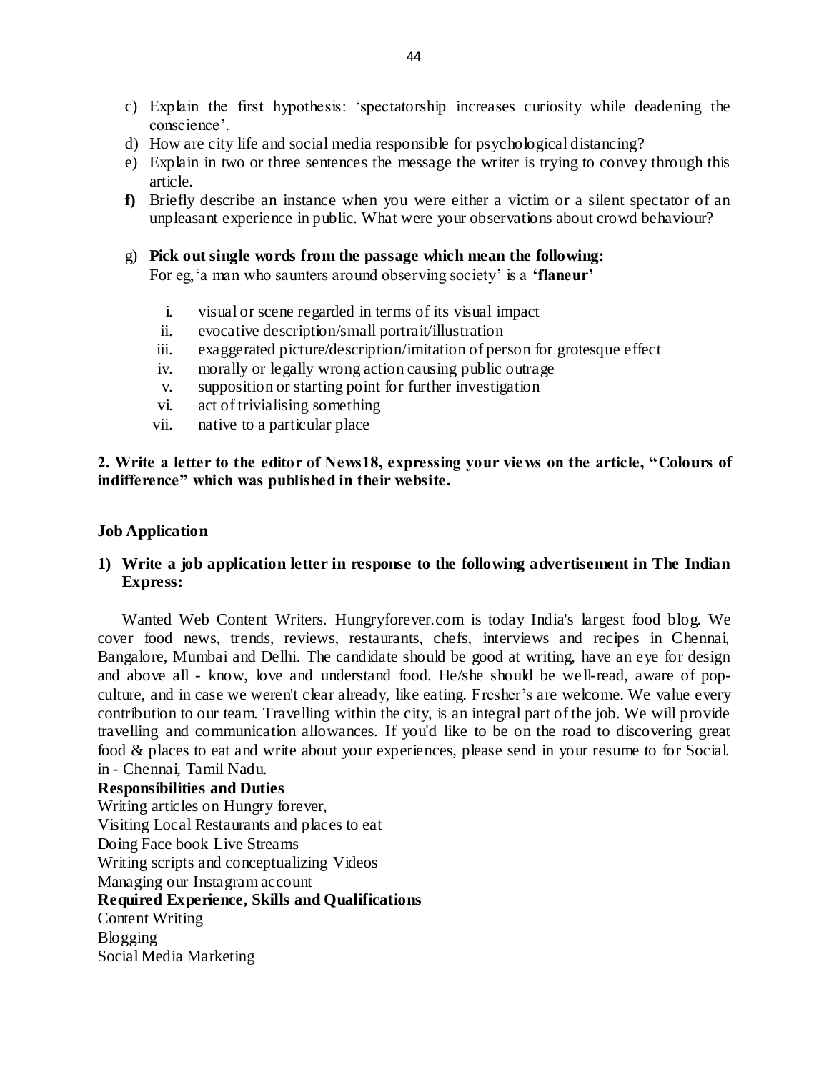c) Explain the first hypothesis: 'spectatorship increases curiosity while deadening the conscience'.

d) How are city life and social media responsible for psychological distancing?

e) Explain in two or three sentences the message the writer is trying to convey through this article.

**f)** Briefly describe an instance when you were either a victim or a silent spectator of an unpleasant experience in public. What were your observations about crowd behaviour?

g) **Pick out single words from the passage which mean the following:**
For eg,'a man who saunters around observing society' is a **'flaneur'**

i. visual or scene regarded in terms of its visual impact
ii. evocative description/small portrait/illustration
iii. exaggerated picture/description/imitation of person for grotesque effect
iv. morally or legally wrong action causing public outrage
v. supposition or starting point for further investigation
vi. act of trivialising something
vii. native to a particular place

**2. Write a letter to the editor of News18, expressing your views on the article, "Colours of indifference" which was published in their website.**

**Job Application**

**1) Write a job application letter in response to the following advertisement in The Indian Express:**

Wanted Web Content Writers. Hungryforever.com is today India's largest food blog. We cover food news, trends, reviews, restaurants, chefs, interviews and recipes in Chennai, Bangalore, Mumbai and Delhi. The candidate should be good at writing, have an eye for design and above all - know, love and understand food. He/she should be well-read, aware of pop-culture, and in case we weren't clear already, like eating. Fresher's are welcome. We value every contribution to our team. Travelling within the city, is an integral part of the job. We will provide travelling and communication allowances. If you'd like to be on the road to discovering great food & places to eat and write about your experiences, please send in your resume to for Social. in - Chennai, Tamil Nadu.

**Responsibilities and Duties**

Writing articles on Hungry forever,
Visiting Local Restaurants and places to eat
Doing Face book Live Streams
Writing scripts and conceptualizing Videos
Managing our Instagram account

**Required Experience, Skills and Qualifications**

Content Writing
Blogging
Social Media Marketing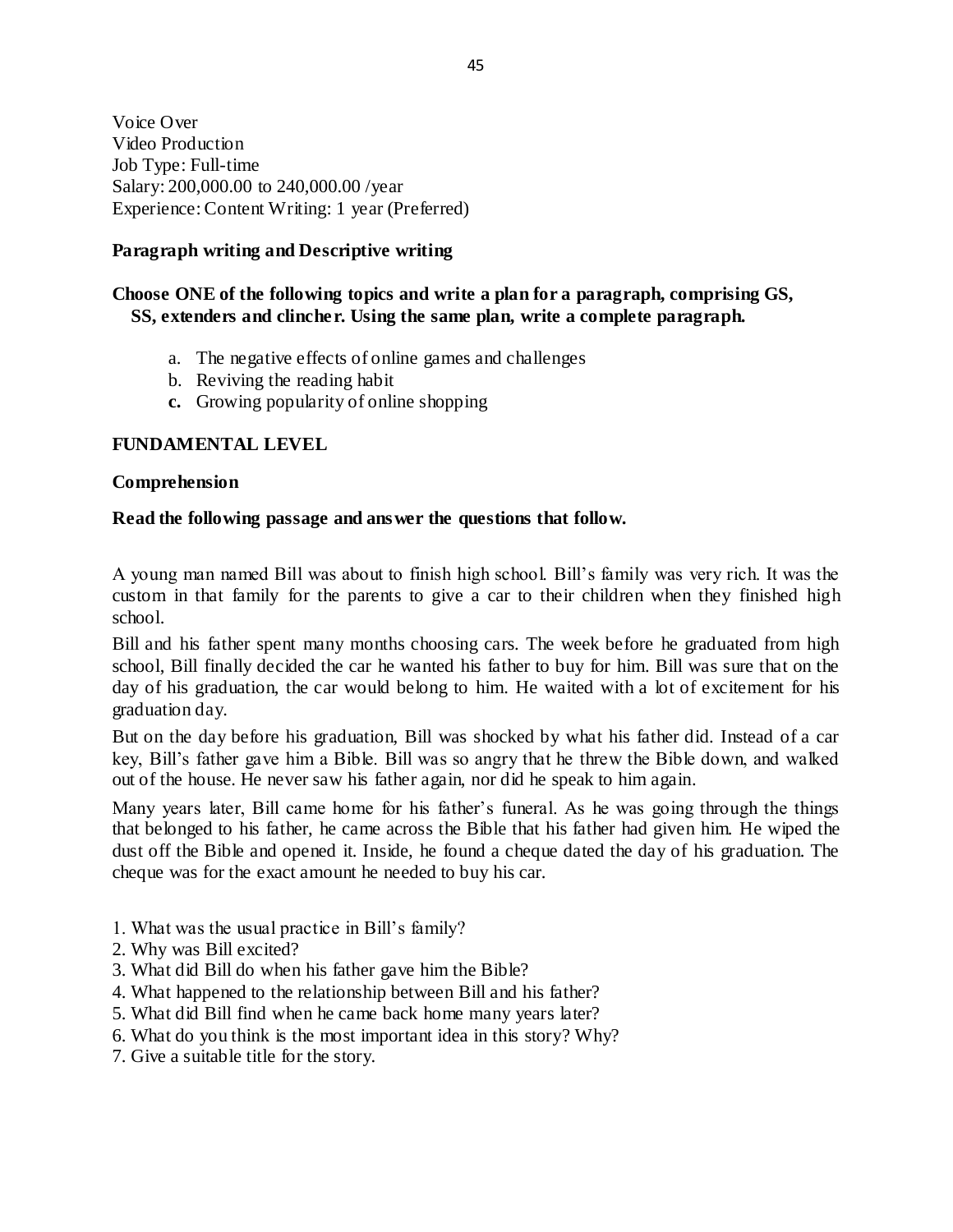Voice Over
Video Production
Job Type: Full-time
Salary: 200,000.00 to 240,000.00 /year
Experience: Content Writing: 1 year (Preferred)

**Paragraph writing and Descriptive writing**

**Choose ONE of the following topics and write a plan for a paragraph, comprising GS, SS, extenders and clincher. Using the same plan, write a complete paragraph.**

a. The negative effects of online games and challenges
b. Reviving the reading habit
**c.** Growing popularity of online shopping

**FUNDAMENTAL LEVEL**

**Comprehension**

**Read the following passage and answer the questions that follow.**

A young man named Bill was about to finish high school. Bill's family was very rich. It was the custom in that family for the parents to give a car to their children when they finished high school.

Bill and his father spent many months choosing cars. The week before he graduated from high school, Bill finally decided the car he wanted his father to buy for him. Bill was sure that on the day of his graduation, the car would belong to him. He waited with a lot of excitement for his graduation day.

But on the day before his graduation, Bill was shocked by what his father did. Instead of a car key, Bill's father gave him a Bible. Bill was so angry that he threw the Bible down, and walked out of the house. He never saw his father again, nor did he speak to him again.

Many years later, Bill came home for his father's funeral. As he was going through the things that belonged to his father, he came across the Bible that his father had given him. He wiped the dust off the Bible and opened it. Inside, he found a cheque dated the day of his graduation. The cheque was for the exact amount he needed to buy his car.

1. What was the usual practice in Bill's family?
2. Why was Bill excited?
3. What did Bill do when his father gave him the Bible?
4. What happened to the relationship between Bill and his father?
5. What did Bill find when he came back home many years later?
6. What do you think is the most important idea in this story? Why?
7. Give a suitable title for the story.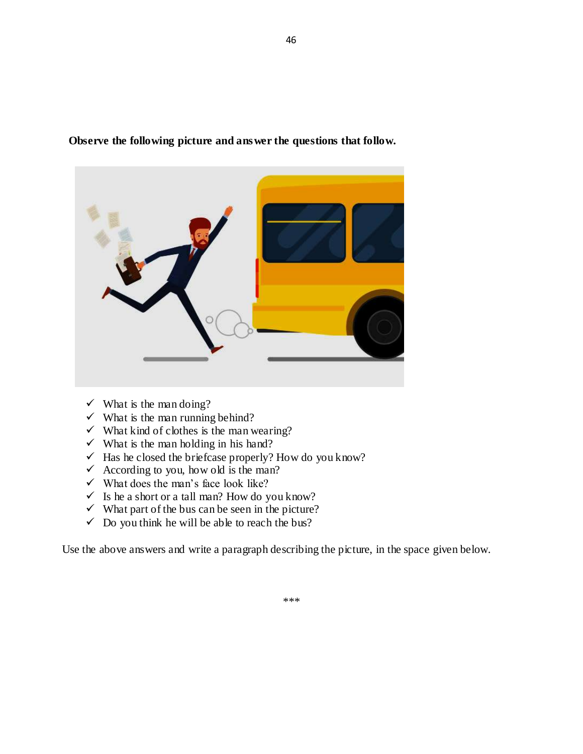**Observe the following picture and answer the questions that follow.**

- What is the man doing?
- What is the man running behind?
- What kind of clothes is the man wearing?
- What is the man holding in his hand?
- Has he closed the briefcase properly? How do you know?
- According to you, how old is the man?
- What does the man's face look like?
- Is he a short or a tall man? How do you know?
- What part of the bus can be seen in the picture?
- Do you think he will be able to reach the bus?

Use the above answers and write a paragraph describing the picture, in the space given below.

***